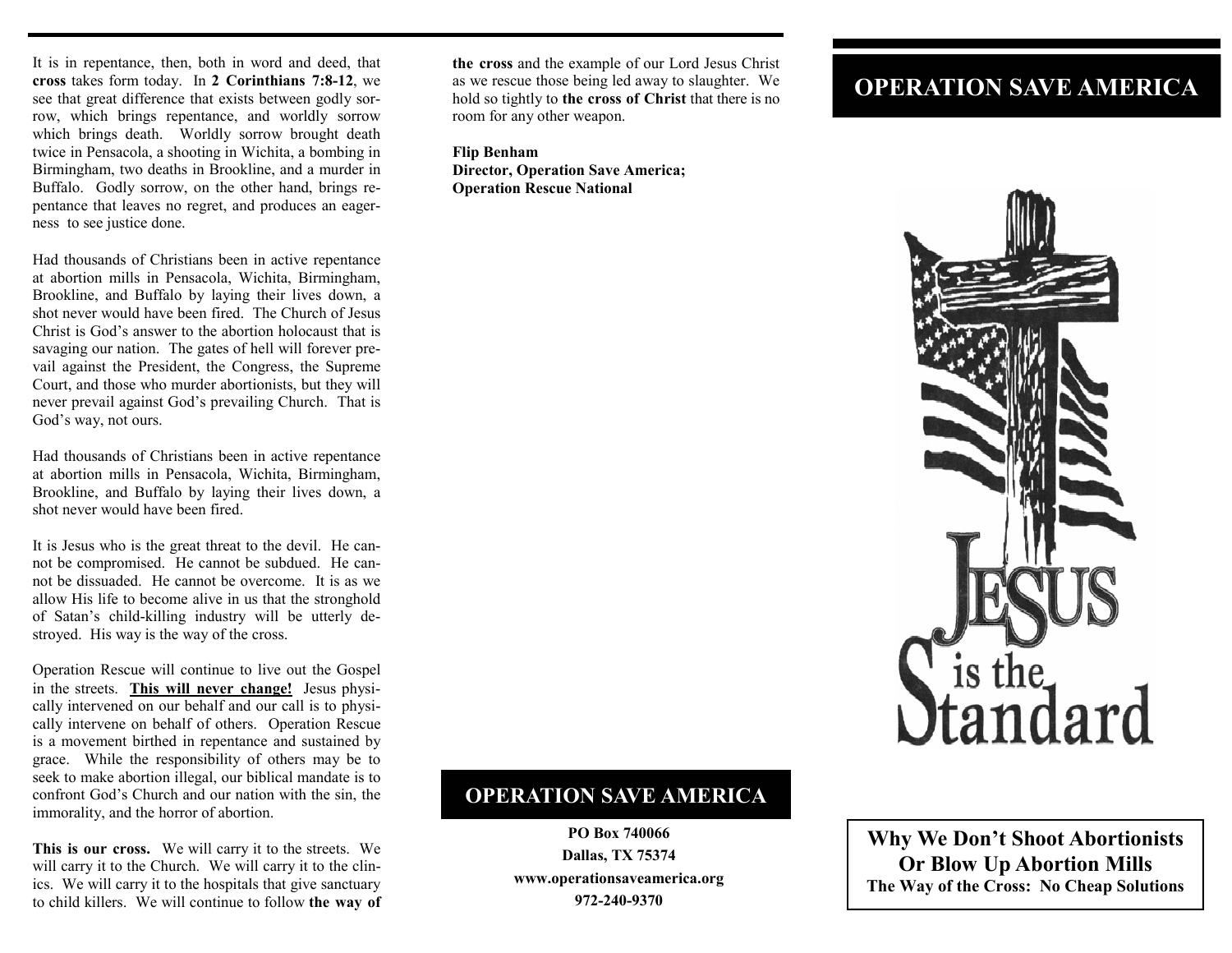It is in repentance, then, both in word and deed, that **cross** takes form today. In **2 Corinthians 7:8-12**, we see that great difference that exists between godly sorrow, which brings repentance, and worldly sorrow which brings death. Worldly sorrow brought death twice in Pensacola, a shooting in Wichita, a bombing in Birmingham, two deaths in Brookline, and a murder in Buffalo. Godly sorrow, on the other hand, brings repentance that leaves no regret, and produces an eagerness to see justice done.

Had thousands of Christians been in active repentance at abortion mills in Pensacola, Wichita, Birmingham, Brookline, and Buffalo by laying their lives down, a shot never would have been fired. The Church of Jesus Christ is God's answer to the abortion holocaust that is savaging our nation. The gates of hell will forever prevail against the President, the Congress, the Supreme Court, and those who murder abortionists, but they will never prevail against God's prevailing Church. That is God's way, not ours.

Had thousands of Christians been in active repentance at abortion mills in Pensacola, Wichita, Birmingham, Brookline, and Buffalo by laying their lives down, a shot never would have been fired.

It is Jesus who is the great threat to the devil. He cannot be compromised. He cannot be subdued. He cannot be dissuaded. He cannot be overcome. It is as we allow His life to become alive in us that the stronghold of Satan's child-killing industry will be utterly destroyed. His way is the way of the cross.

Operation Rescue will continue to live out the Gospel in the streets. **<u>This will never change!</u>** Jesus physically intervened on our behalf and our call is to physically intervene on behalf of others. Operation Rescue is a movement birthed in repentance and sustained by grace. While the responsibility of others may be to seek to make abortion illegal, our biblical mandate is to confront God's Church and our nation with the sin, the immorality, and the horror of abortion.

**This is our cross.** We will carry it to the streets. We will carry it to the Church. We will carry it to the clinics. We will carry it to the hospitals that give sanctuary to child killers. We will continue to follow **the way of the cross** and the example of our Lord Jesus Christ as we rescue those being led away to slaughter. We hold so tightly to **the cross of Christ** that there is no room for any other weapon.

**Flip Benham**
**Director, Operation Save America;**
**Operation Rescue National**

## OPERATION SAVE AMERICA

**PO Box 740066**
**Dallas, TX 75374**
**www.operationsaveamerica.org**
**972-240-9370**

# OPERATION SAVE AMERICA

JESUS is the Standard

**Why We Don't Shoot Abortionists Or Blow Up Abortion Mills**
**The Way of the Cross: No Cheap Solutions**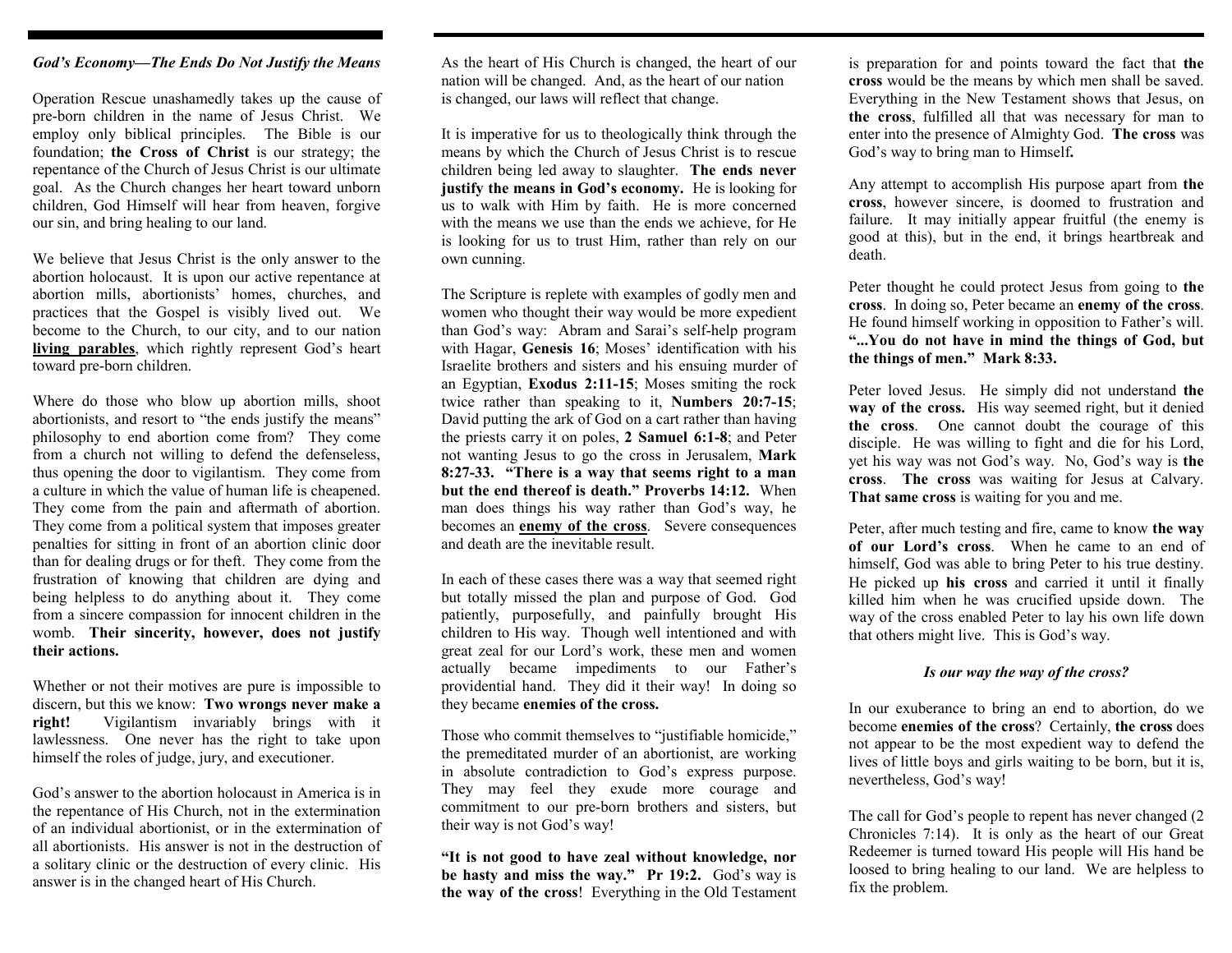### *God's Economy—The Ends Do Not Justify the Means*

Operation Rescue unashamedly takes up the cause of pre-born children in the name of Jesus Christ. We employ only biblical principles. The Bible is our foundation; **the Cross of Christ** is our strategy; the repentance of the Church of Jesus Christ is our ultimate goal. As the Church changes her heart toward unborn children, God Himself will hear from heaven, forgive our sin, and bring healing to our land.

We believe that Jesus Christ is the only answer to the abortion holocaust. It is upon our active repentance at abortion mills, abortionists' homes, churches, and practices that the Gospel is visibly lived out. We become to the Church, to our city, and to our nation **living parables**, which rightly represent God's heart toward pre-born children.

Where do those who blow up abortion mills, shoot abortionists, and resort to "the ends justify the means" philosophy to end abortion come from? They come from a church not willing to defend the defenseless, thus opening the door to vigilantism. They come from a culture in which the value of human life is cheapened. They come from the pain and aftermath of abortion. They come from a political system that imposes greater penalties for sitting in front of an abortion clinic door than for dealing drugs or for theft. They come from the frustration of knowing that children are dying and being helpless to do anything about it. They come from a sincere compassion for innocent children in the womb. **Their sincerity, however, does not justify their actions.**

Whether or not their motives are pure is impossible to discern, but this we know: **Two wrongs never make a right!** Vigilantism invariably brings with it lawlessness. One never has the right to take upon himself the roles of judge, jury, and executioner.

God's answer to the abortion holocaust in America is in the repentance of His Church, not in the extermination of an individual abortionist, or in the extermination of all abortionists. His answer is not in the destruction of a solitary clinic or the destruction of every clinic. His answer is in the changed heart of His Church.

As the heart of His Church is changed, the heart of our nation will be changed. And, as the heart of our nation is changed, our laws will reflect that change.

It is imperative for us to theologically think through the means by which the Church of Jesus Christ is to rescue children being led away to slaughter. **The ends never justify the means in God's economy.** He is looking for us to walk with Him by faith. He is more concerned with the means we use than the ends we achieve, for He is looking for us to trust Him, rather than rely on our own cunning.

The Scripture is replete with examples of godly men and women who thought their way would be more expedient than God's way: Abram and Sarai's self-help program with Hagar, **Genesis 16**; Moses' identification with his Israelite brothers and sisters and his ensuing murder of an Egyptian, **Exodus 2:11-15**; Moses smiting the rock twice rather than speaking to it, **Numbers 20:7-15**; David putting the ark of God on a cart rather than having the priests carry it on poles, **2 Samuel 6:1-8**; and Peter not wanting Jesus to go the cross in Jerusalem, **Mark 8:27-33. "There is a way that seems right to a man but the end thereof is death." Proverbs 14:12.** When man does things his way rather than God's way, he becomes an **enemy of the cross**. Severe consequences and death are the inevitable result.

In each of these cases there was a way that seemed right but totally missed the plan and purpose of God. God patiently, purposefully, and painfully brought His children to His way. Though well intentioned and with great zeal for our Lord's work, these men and women actually became impediments to our Father's providential hand. They did it their way! In doing so they became **enemies of the cross.**

Those who commit themselves to "justifiable homicide," the premeditated murder of an abortionist, are working in absolute contradiction to God's express purpose. They may feel they exude more courage and commitment to our pre-born brothers and sisters, but their way is not God's way!

**"It is not good to have zeal without knowledge, nor be hasty and miss the way." Pr 19:2.** God's way is **the way of the cross**! Everything in the Old Testament is preparation for and points toward the fact that **the cross** would be the means by which men shall be saved. Everything in the New Testament shows that Jesus, on **the cross**, fulfilled all that was necessary for man to enter into the presence of Almighty God. **The cross** was God's way to bring man to Himself**.**

Any attempt to accomplish His purpose apart from **the cross**, however sincere, is doomed to frustration and failure. It may initially appear fruitful (the enemy is good at this), but in the end, it brings heartbreak and death.

Peter thought he could protect Jesus from going to **the cross**. In doing so, Peter became an **enemy of the cross**. He found himself working in opposition to Father's will. **"...You do not have in mind the things of God, but the things of men." Mark 8:33.**

Peter loved Jesus. He simply did not understand **the way of the cross.** His way seemed right, but it denied **the cross**. One cannot doubt the courage of this disciple. He was willing to fight and die for his Lord, yet his way was not God's way. No, God's way is **the cross**. **The cross** was waiting for Jesus at Calvary. **That same cross** is waiting for you and me.

Peter, after much testing and fire, came to know **the way of our Lord's cross**. When he came to an end of himself, God was able to bring Peter to his true destiny. He picked up **his cross** and carried it until it finally killed him when he was crucified upside down. The way of the cross enabled Peter to lay his own life down that others might live. This is God's way.

### *Is our way the way of the cross?*

In our exuberance to bring an end to abortion, do we become **enemies of the cross**? Certainly, **the cross** does not appear to be the most expedient way to defend the lives of little boys and girls waiting to be born, but it is, nevertheless, God's way!

The call for God's people to repent has never changed (2 Chronicles 7:14). It is only as the heart of our Great Redeemer is turned toward His people will His hand be loosed to bring healing to our land. We are helpless to fix the problem.